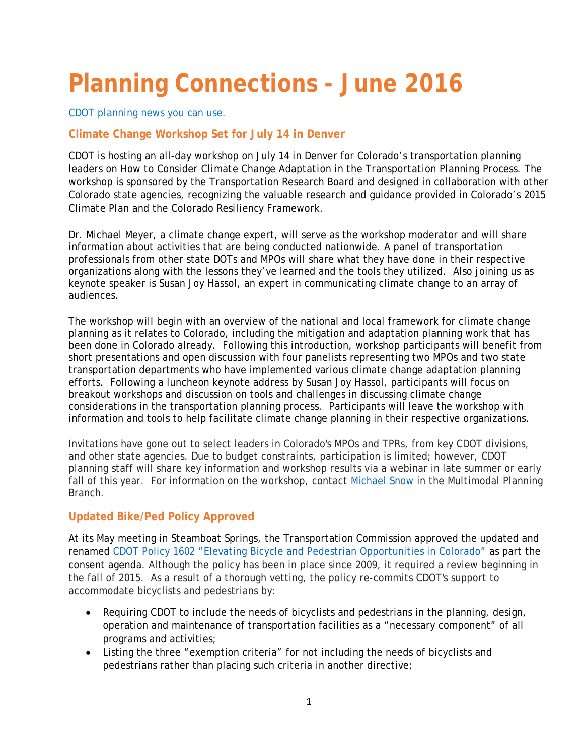# Planning Connections - June 2016

CDOT planning news you can use.

### Climate Change Workshop Set for July 14 in Denver

CDOT is hosting an all-day workshop on July 14 in Denver for Colorado's transportation planning leaders on How to Consider Climate Change Adaptation in the Transportation Planning Process. The workshop is sponsored by the Transportation Research Board and designed in collaboration with other Colorado state agencies, recognizing the valuable research and guidance provided in Colorado's 2015 Climate Plan and the Colorado Resiliency Framework.

Dr. Michael Meyer, a climate change expert, will serve as the workshop moderator and will share information about activities that are being conducted nationwide. A panel of transportation professionals from other state DOTs and MPOs will share what they have done in their respective organizations along with the lessons they've learned and the tools they utilized. Also joining us as keynote speaker is Susan Joy Hassol, an expert in communicating climate change to an array of audiences.

The workshop will begin with an overview of the national and local framework for climate change planning as it relates to Colorado, including the mitigation and adaptation planning work that has been done in Colorado already. Following this introduction, workshop participants will benefit from short presentations and open discussion with four panelists representing two MPOs and two state transportation departments who have implemented various climate change adaptation planning efforts. Following a luncheon keynote address by Susan Joy Hassol, participants will focus on breakout workshops and discussion on tools and challenges in discussing climate change considerations in the transportation planning process. Participants will leave the workshop with information and tools to help facilitate climate change planning in their respective organizations.

Invitations have gone out to select leaders in Colorado's MPOs and TPRs, from key CDOT divisions, and other state agencies. Due to budget constraints, participation is limited; however, CDOT planning staff will share key information and workshop results via a webinar in late summer or early fall of this year. For information on the workshop, contact Michael Snow in the Multimodal Planning Branch.

### Updated Bike/Ped Policy Approved

At its May meeting in Steamboat Springs, the Transportation Commission approved the updated and renamed CDOT Policy 1602 "Elevating Bicycle and Pedestrian Opportunities in Colorado" as part the consent agenda. Although the policy has been in place since 2009, it required a review beginning in the fall of 2015. As a result of a thorough vetting, the policy re-commits CDOT's support to accommodate bicyclists and pedestrians by:

- Requiring CDOT to include the needs of bicyclists and pedestrians in the planning, design, operation and maintenance of transportation facilities as a "necessary component" of all programs and activities;
- Listing the three "exemption criteria" for not including the needs of bicyclists and pedestrians rather than placing such criteria in another directive;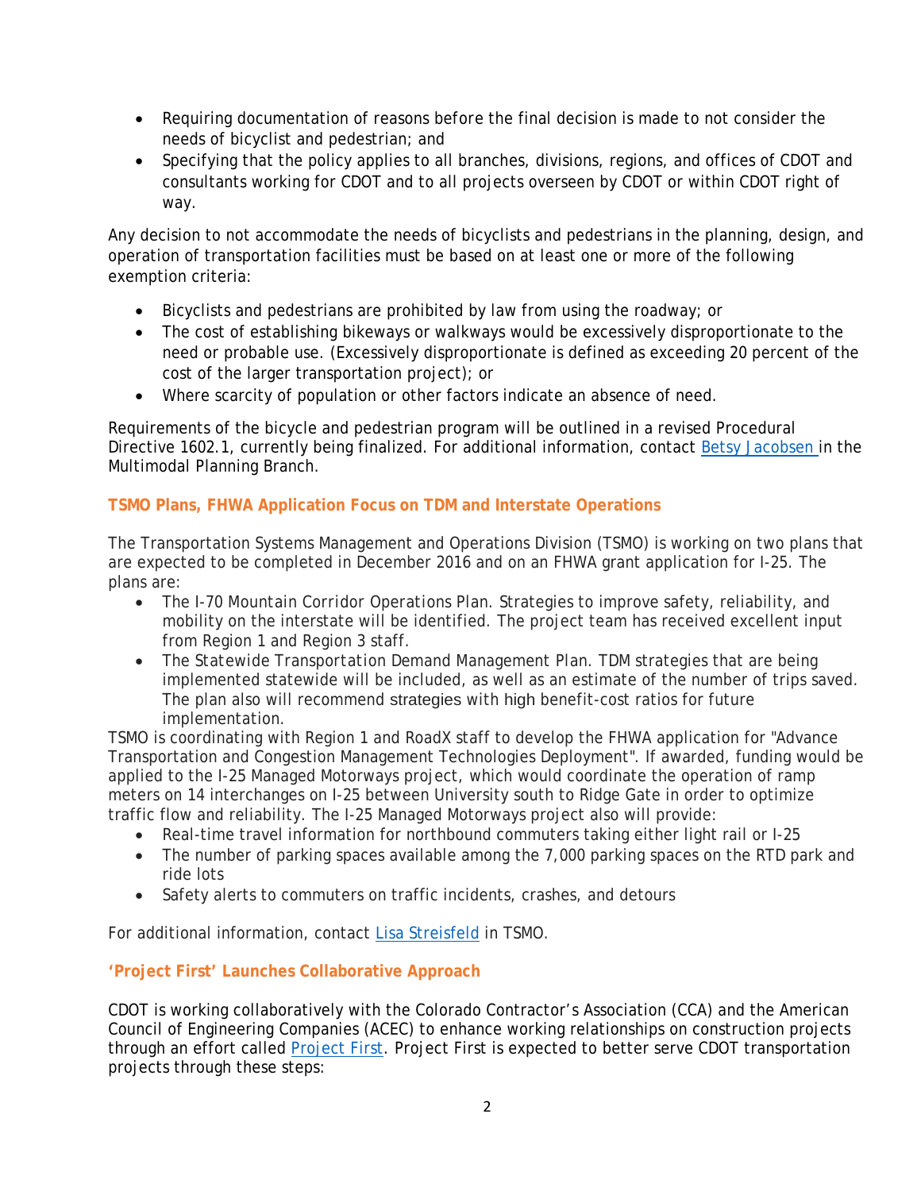- Requiring documentation of reasons before the final decision is made to not consider the needs of bicyclist and pedestrian; and
- Specifying that the policy applies to all branches, divisions, regions, and offices of CDOT and consultants working for CDOT and to all projects overseen by CDOT or within CDOT right of way.

Any decision to not accommodate the needs of bicyclists and pedestrians in the planning, design, and operation of transportation facilities must be based on at least one or more of the following exemption criteria:

- Bicyclists and pedestrians are prohibited by law from using the roadway; or
- The cost of establishing bikeways or walkways would be excessively disproportionate to the need or probable use. (Excessively disproportionate is defined as exceeding 20 percent of the cost of the larger transportation project); or
- Where scarcity of population or other factors indicate an absence of need.

Requirements of the bicycle and pedestrian program will be outlined in a revised Procedural Directive 1602.1, currently being finalized. For additional information, contact [Betsy Jacobsen](#) in the Multimodal Planning Branch.

### TSMO Plans, FHWA Application Focus on TDM and Interstate Operations

The Transportation Systems Management and Operations Division (TSMO) is working on two plans that are expected to be completed in December 2016 and on an FHWA grant application for I-25. The plans are:

- The I-70 Mountain Corridor Operations Plan. Strategies to improve safety, reliability, and mobility on the interstate will be identified. The project team has received excellent input from Region 1 and Region 3 staff.
- The Statewide Transportation Demand Management Plan. TDM strategies that are being implemented statewide will be included, as well as an estimate of the number of trips saved. The plan also will recommend strategies with high benefit-cost ratios for future implementation.

TSMO is coordinating with Region 1 and RoadX staff to develop the FHWA application for "Advance Transportation and Congestion Management Technologies Deployment". If awarded, funding would be applied to the I-25 Managed Motorways project, which would coordinate the operation of ramp meters on 14 interchanges on I-25 between University south to Ridge Gate in order to optimize traffic flow and reliability. The I-25 Managed Motorways project also will provide:

- Real-time travel information for northbound commuters taking either light rail or I-25
- The number of parking spaces available among the 7,000 parking spaces on the RTD park and ride lots
- Safety alerts to commuters on traffic incidents, crashes, and detours

For additional information, contact [Lisa Streisfeld](#) in TSMO.

### 'Project First' Launches Collaborative Approach

CDOT is working collaboratively with the Colorado Contractor's Association (CCA) and the American Council of Engineering Companies (ACEC) to enhance working relationships on construction projects through an effort called [Project First](#). Project First is expected to better serve CDOT transportation projects through these steps: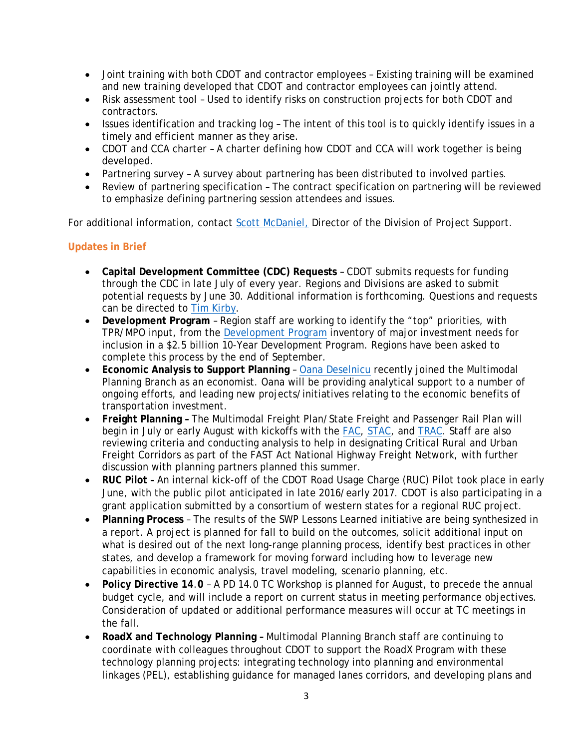- Joint training with both CDOT and contractor employees – Existing training will be examined and new training developed that CDOT and contractor employees can jointly attend.
- Risk assessment tool – Used to identify risks on construction projects for both CDOT and contractors.
- Issues identification and tracking log – The intent of this tool is to quickly identify issues in a timely and efficient manner as they arise.
- CDOT and CCA charter – A charter defining how CDOT and CCA will work together is being developed.
- Partnering survey – A survey about partnering has been distributed to involved parties.
- Review of partnering specification – The contract specification on partnering will be reviewed to emphasize defining partnering session attendees and issues.

For additional information, contact Scott McDaniel, Director of the Division of Project Support.

### Updates in Brief

- **Capital Development Committee (CDC) Requests** – CDOT submits requests for funding through the CDC in late July of every year. Regions and Divisions are asked to submit potential requests by June 30. Additional information is forthcoming. Questions and requests can be directed to Tim Kirby.
- **Development Program** – Region staff are working to identify the "top" priorities, with TPR/MPO input, from the Development Program inventory of major investment needs for inclusion in a $2.5 billion 10-Year Development Program. Regions have been asked to complete this process by the end of September.
- **Economic Analysis to Support Planning** – Oana Deselnicu recently joined the Multimodal Planning Branch as an economist. Oana will be providing analytical support to a number of ongoing efforts, and leading new projects/initiatives relating to the economic benefits of transportation investment.
- **Freight Planning –** The Multimodal Freight Plan/State Freight and Passenger Rail Plan will begin in July or early August with kickoffs with the FAC, STAC, and TRAC. Staff are also reviewing criteria and conducting analysis to help in designating Critical Rural and Urban Freight Corridors as part of the FAST Act National Highway Freight Network, with further discussion with planning partners planned this summer.
- **RUC Pilot –** An internal kick-off of the CDOT Road Usage Charge (RUC) Pilot took place in early June, with the public pilot anticipated in late 2016/early 2017. CDOT is also participating in a grant application submitted by a consortium of western states for a regional RUC project.
- **Planning Process** – The results of the SWP Lessons Learned initiative are being synthesized in a report. A project is planned for fall to build on the outcomes, solicit additional input on what is desired out of the next long-range planning process, identify best practices in other states, and develop a framework for moving forward including how to leverage new capabilities in economic analysis, travel modeling, scenario planning, etc.
- **Policy Directive 14.0** – A PD 14.0 TC Workshop is planned for August, to precede the annual budget cycle, and will include a report on current status in meeting performance objectives. Consideration of updated or additional performance measures will occur at TC meetings in the fall.
- **RoadX and Technology Planning –** Multimodal Planning Branch staff are continuing to coordinate with colleagues throughout CDOT to support the RoadX Program with these technology planning projects: integrating technology into planning and environmental linkages (PEL), establishing guidance for managed lanes corridors, and developing plans and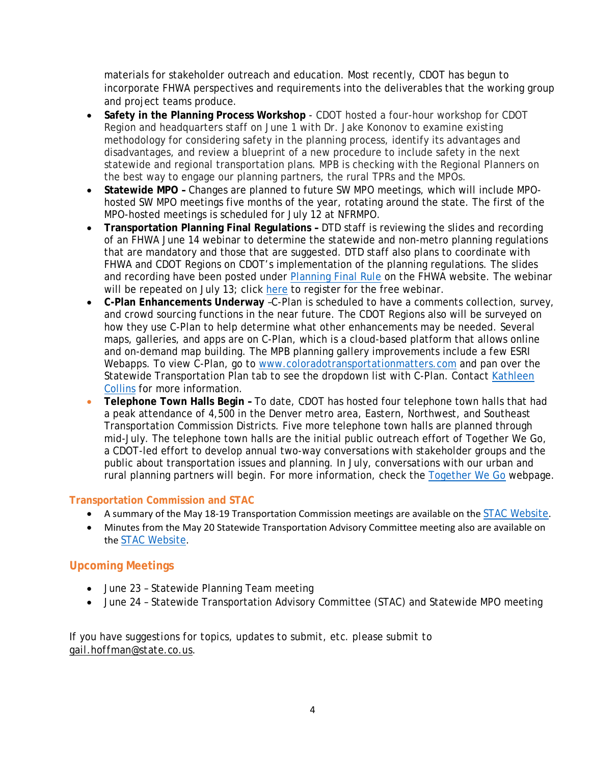materials for stakeholder outreach and education. Most recently, CDOT has begun to incorporate FHWA perspectives and requirements into the deliverables that the working group and project teams produce.

- **Safety in the Planning Process Workshop** - CDOT hosted a four-hour workshop for CDOT Region and headquarters staff on June 1 with Dr. Jake Kononov to examine existing methodology for considering safety in the planning process, identify its advantages and disadvantages, and review a blueprint of a new procedure to include safety in the next statewide and regional transportation plans. MPB is checking with the Regional Planners on the best way to engage our planning partners, the rural TPRs and the MPOs.
- **Statewide MPO –** Changes are planned to future SW MPO meetings, which will include MPO-hosted SW MPO meetings five months of the year, rotating around the state. The first of the MPO-hosted meetings is scheduled for July 12 at NFRMPO.
- **Transportation Planning Final Regulations –** DTD staff is reviewing the slides and recording of an FHWA June 14 webinar to determine the statewide and non-metro planning regulations that are mandatory and those that are suggested. DTD staff also plans to coordinate with FHWA and CDOT Regions on CDOT's implementation of the planning regulations. The slides and recording have been posted under Planning Final Rule on the FHWA website. The webinar will be repeated on July 13; click here to register for the free webinar.
- **C-Plan Enhancements Underway** –C-Plan is scheduled to have a comments collection, survey, and crowd sourcing functions in the near future. The CDOT Regions also will be surveyed on how they use C-Plan to help determine what other enhancements may be needed. Several maps, galleries, and apps are on C-Plan, which is a cloud-based platform that allows online and on-demand map building. The MPB planning gallery improvements include a few ESRI Webapps. To view C-Plan, go to www.coloradotransportationmatters.com and pan over the Statewide Transportation Plan tab to see the dropdown list with C-Plan. Contact Kathleen Collins for more information.
- **Telephone Town Halls Begin –** To date, CDOT has hosted four telephone town halls that had a peak attendance of 4,500 in the Denver metro area, Eastern, Northwest, and Southeast Transportation Commission Districts. Five more telephone town halls are planned through mid-July. The telephone town halls are the initial public outreach effort of Together We Go, a CDOT-led effort to develop annual two-way conversations with stakeholder groups and the public about transportation issues and planning. In July, conversations with our urban and rural planning partners will begin. For more information, check the Together We Go webpage.

### Transportation Commission and STAC

- A summary of the May 18-19 Transportation Commission meetings are available on the STAC Website.
- Minutes from the May 20 Statewide Transportation Advisory Committee meeting also are available on the STAC Website.

## Upcoming Meetings

- June 23 – Statewide Planning Team meeting
- June 24 – Statewide Transportation Advisory Committee (STAC) and Statewide MPO meeting

If you have suggestions for topics, updates to submit, etc. please submit to gail.hoffman@state.co.us.